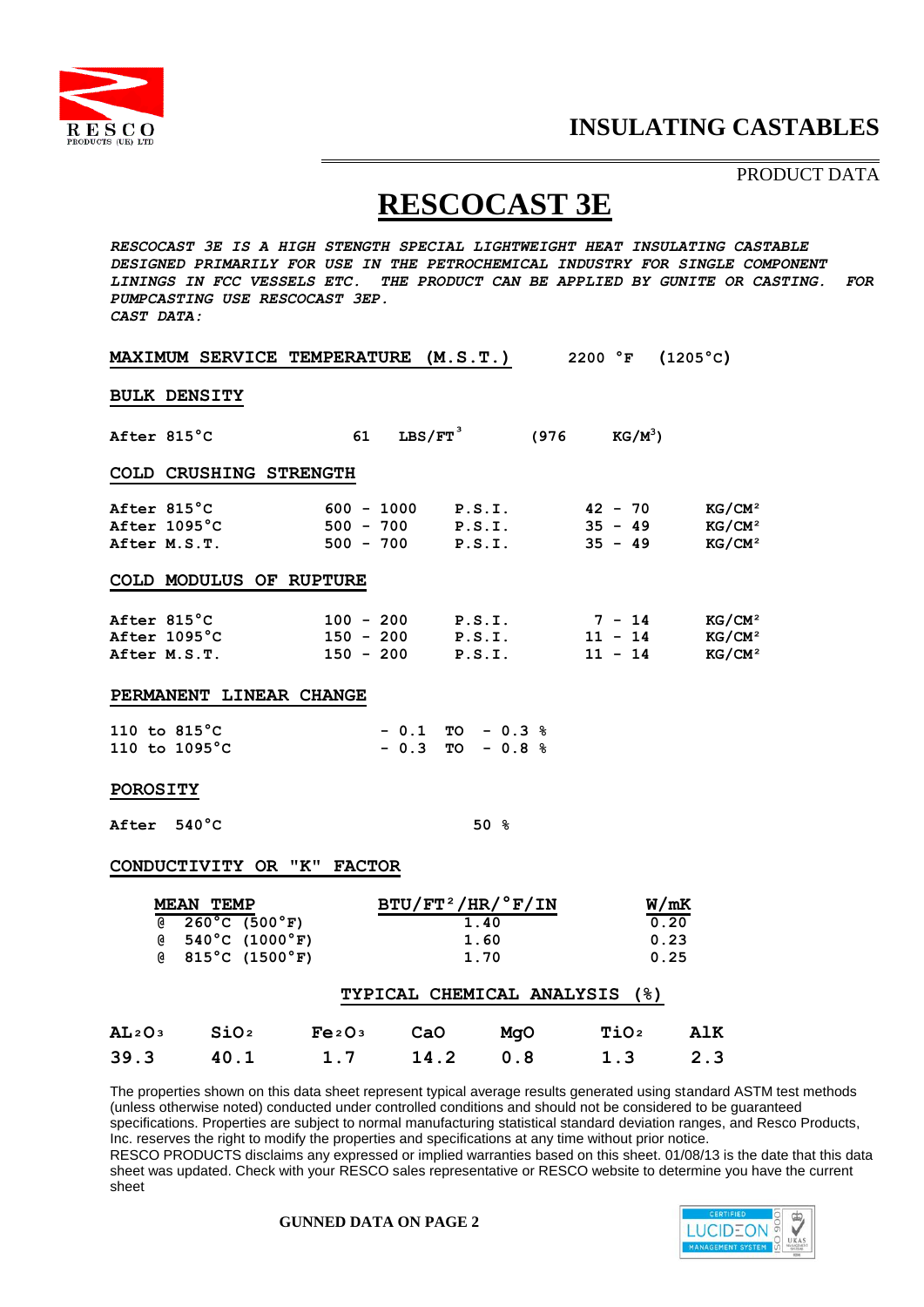RESCO PRODUCTS (UK) LTD

# INSULATING CASTABLES

PRODUCT DATA

# RESCOCAST 3E

*RESCOCAST 3E IS A HIGH STENGTH SPECIAL LIGHTWEIGHT HEAT INSULATING CASTABLE DESIGNED PRIMARILY FOR USE IN THE PETROCHEMICAL INDUSTRY FOR SINGLE COMPONENT LININGS IN FCC VESSELS ETC. THE PRODUCT CAN BE APPLIED BY GUNITE OR CASTING. FOR PUMPCASTING USE RESCOCAST 3EP.*
*CAST DATA:*

**MAXIMUM SERVICE TEMPERATURE (M.S.T.)** 2200 °F (1205°C)

**BULK DENSITY**

| | | |
|---|---|---|
| After 815°C | 61 LBS/FT$^3$ | (976 KG/M$^3$) |

**COLD CRUSHING STRENGTH**

| | | | | |
|---|---|---|---|---|
| After 815°C | 600 - 1000 | P.S.I. | 42 - 70 | KG/CM$^2$ |
| After 1095°C | 500 - 700 | P.S.I. | 35 - 49 | KG/CM$^2$ |
| After M.S.T. | 500 - 700 | P.S.I. | 35 - 49 | KG/CM$^2$ |

**COLD MODULUS OF RUPTURE**

| | | | | |
|---|---|---|---|---|
| After 815°C | 100 - 200 | P.S.I. | 7 - 14 | KG/CM$^2$ |
| After 1095°C | 150 - 200 | P.S.I. | 11 - 14 | KG/CM$^2$ |
| After M.S.T. | 150 - 200 | P.S.I. | 11 - 14 | KG/CM$^2$ |

**PERMANENT LINEAR CHANGE**

| | |
|---|---|
| 110 to 815°C | - 0.1 TO - 0.3 % |
| 110 to 1095°C | - 0.3 TO - 0.8 % |

**POROSITY**

| | |
|---|---|
| After 540°C | 50 % |

**CONDUCTIVITY OR "K" FACTOR**

| MEAN TEMP | BTU/FT$^2$/HR/°F/IN | W/mK |
|---|---|---|
| @ 260°C (500°F) | 1.40 | 0.20 |
| @ 540°C (1000°F) | 1.60 | 0.23 |
| @ 815°C (1500°F) | 1.70 | 0.25 |

**TYPICAL CHEMICAL ANALYSIS (%)**

| $AL_2O_3$ | $SiO_2$ | $Fe_2O_3$ | CaO | MgO | $TiO_2$ | AlK |
|---|---|---|---|---|---|---|
| 39.3 | 40.1 | 1.7 | 14.2 | 0.8 | 1.3 | 2.3 |

The properties shown on this data sheet represent typical average results generated using standard ASTM test methods (unless otherwise noted) conducted under controlled conditions and should not be considered to be guaranteed specifications. Properties are subject to normal manufacturing statistical standard deviation ranges, and Resco Products, Inc. reserves the right to modify the properties and specifications at any time without prior notice.
RESCO PRODUCTS disclaims any expressed or implied warranties based on this sheet. 01/08/13 is the date that this data sheet was updated. Check with your RESCO sales representative or RESCO website to determine you have the current sheet

**GUNNED DATA ON PAGE 2**

CERTIFIED LUCIDEON MANAGEMENT SYSTEM ISO 9001 UKAS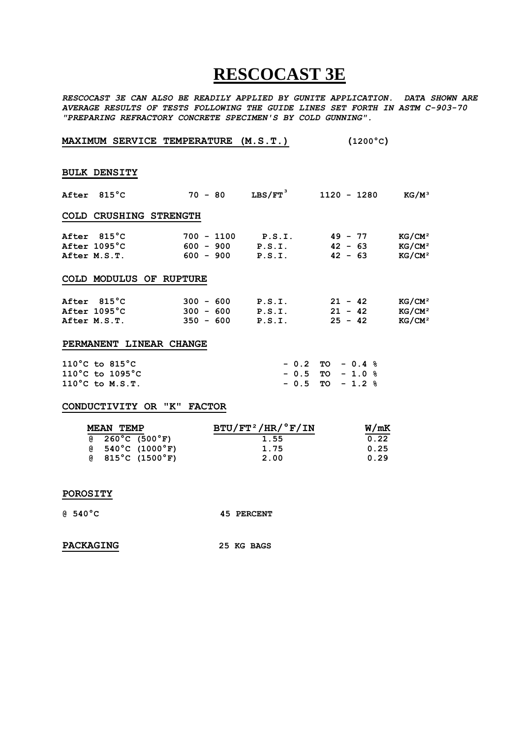# RESCOCAST 3E

***RESCOCAST 3E CAN ALSO BE READILY APPLIED BY GUNITE APPLICATION. DATA SHOWN ARE AVERAGE RESULTS OF TESTS FOLLOWING THE GUIDE LINES SET FORTH IN ASTM C-903-70 "PREPARING REFRACTORY CONCRETE SPECIMEN'S BY COLD GUNNING".***

**MAXIMUM SERVICE TEMPERATURE (M.S.T.)** **(1200°C)**

**BULK DENSITY**

| | | | | |
|---|---|---|---|---|
| **After 815°C** | **70 - 80** | **LBS/FT$^3$** | **1120 - 1280** | **KG/M$^3$** |

**COLD CRUSHING STRENGTH**

| | | | | |
|---|---|---|---|---|
| **After 815°C** | **700 - 1100** | **P.S.I.** | **49 - 77** | **KG/CM$^2$** |
| **After 1095°C** | **600 - 900** | **P.S.I.** | **42 - 63** | **KG/CM$^2$** |
| **After M.S.T.** | **600 - 900** | **P.S.I.** | **42 - 63** | **KG/CM$^2$** |

**COLD MODULUS OF RUPTURE**

| | | | | |
|---|---|---|---|---|
| **After 815°C** | **300 - 600** | **P.S.I.** | **21 - 42** | **KG/CM$^2$** |
| **After 1095°C** | **300 - 600** | **P.S.I.** | **21 - 42** | **KG/CM$^2$** |
| **After M.S.T.** | **350 - 600** | **P.S.I.** | **25 - 42** | **KG/CM$^2$** |

**PERMANENT LINEAR CHANGE**

| | |
|---|---|
| **110°C to 815°C** | **- 0.2 TO - 0.4 %** |
| **110°C to 1095°C** | **- 0.5 TO - 1.0 %** |
| **110°C to M.S.T.** | **- 0.5 TO - 1.2 %** |

**CONDUCTIVITY OR "K" FACTOR**

| MEAN TEMP | BTU/FT$^2$/HR/°F/IN | W/mK |
|---|---|---|
| @ 260°C (500°F) | 1.55 | 0.22 |
| @ 540°C (1000°F) | 1.75 | 0.25 |
| @ 815°C (1500°F) | 2.00 | 0.29 |

**POROSITY**

**@ 540°C** **45 PERCENT**

**PACKAGING** **25 KG BAGS**